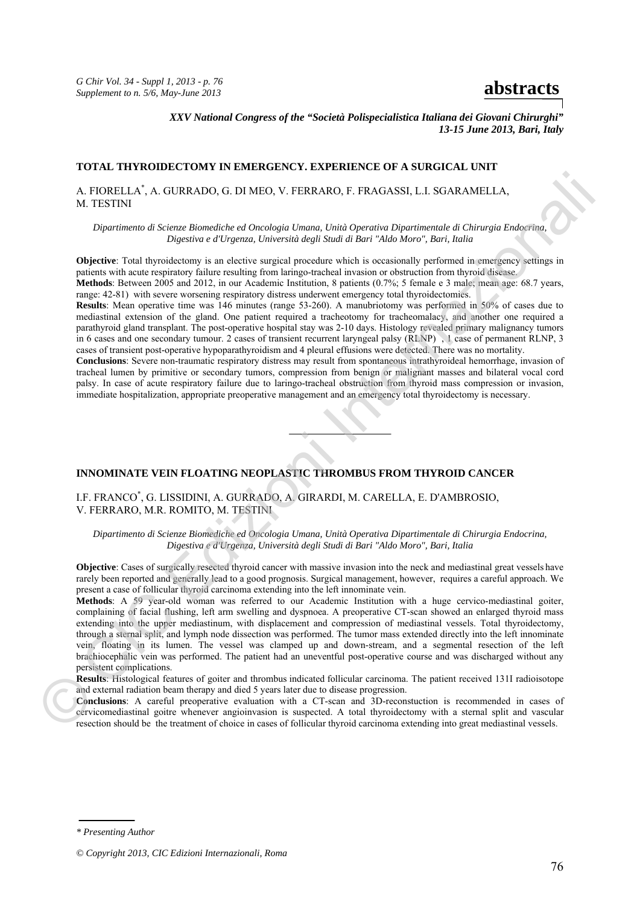*XXV National Congress of the "Società Polispecialistica Italiana dei Giovani Chirurghi"*
*13-15 June 2013, Bari, Italy*

## TOTAL THYROIDECTOMY IN EMERGENCY. EXPERIENCE OF A SURGICAL UNIT

A. FIORELLA*, A. GURRADO, G. DI MEO, V. FERRARO, F. FRAGASSI, L.I. SGARAMELLA, M. TESTINI

*Dipartimento di Scienze Biomediche ed Oncologia Umana, Unità Operativa Dipartimentale di Chirurgia Endocrina, Digestiva e d'Urgenza, Università degli Studi di Bari "Aldo Moro", Bari, Italia*

**Objective**: Total thyroidectomy is an elective surgical procedure which is occasionally performed in emergency settings in patients with acute respiratory failure resulting from laringo-tracheal invasion or obstruction from thyroid disease.

**Methods**: Between 2005 and 2012, in our Academic Institution, 8 patients (0.7%; 5 female e 3 male; mean age: 68.7 years, range: 42-81) with severe worsening respiratory distress underwent emergency total thyroidectomies.

**Results**: Mean operative time was 146 minutes (range 53-260). A manubriotomy was performed in 50% of cases due to mediastinal extension of the gland. One patient required a tracheotomy for tracheomalacy, and another one required a parathyroid gland transplant. The post-operative hospital stay was 2-10 days. Histology revealed primary malignancy tumors in 6 cases and one secondary tumour. 2 cases of transient recurrent laryngeal palsy (RLNP) , 1 case of permanent RLNP, 3 cases of transient post-operative hypoparathyroidism and 4 pleural effusions were detected. There was no mortality.

**Conclusions**: Severe non-traumatic respiratory distress may result from spontaneous intrathyroideal hemorrhage, invasion of tracheal lumen by primitive or secondary tumors, compression from benign or malignant masses and bilateral vocal cord palsy. In case of acute respiratory failure due to laringo-tracheal obstruction from thyroid mass compression or invasion, immediate hospitalization, appropriate preoperative management and an emergency total thyroidectomy is necessary.

---

## INNOMINATE VEIN FLOATING NEOPLASTIC THROMBUS FROM THYROID CANCER

I.F. FRANCO*, G. LISSIDINI, A. GURRADO, A. GIRARDI, M. CARELLA, E. D'AMBROSIO, V. FERRARO, M.R. ROMITO, M. TESTINI

*Dipartimento di Scienze Biomediche ed Oncologia Umana, Unità Operativa Dipartimentale di Chirurgia Endocrina, Digestiva e d'Urgenza, Università degli Studi di Bari "Aldo Moro", Bari, Italia*

**Objective**: Cases of surgically resected thyroid cancer with massive invasion into the neck and mediastinal great vessels have rarely been reported and generally lead to a good prognosis. Surgical management, however, requires a careful approach. We present a case of follicular thyroid carcinoma extending into the left innominate vein.

**Methods**: A 59 year-old woman was referred to our Academic Institution with a huge cervico-mediastinal goiter, complaining of facial flushing, left arm swelling and dyspnoea. A preoperative CT-scan showed an enlarged thyroid mass extending into the upper mediastinum, with displacement and compression of mediastinal vessels. Total thyroidectomy, through a sternal split, and lymph node dissection was performed. The tumor mass extended directly into the left innominate vein, floating in its lumen. The vessel was clamped up and down-stream, and a segmental resection of the left brachiocephalic vein was performed. The patient had an uneventful post-operative course and was discharged without any persistent complications.

**Results**: Histological features of goiter and thrombus indicated follicular carcinoma. The patient received 131I radioisotope and external radiation beam therapy and died 5 years later due to disease progression.

**Conclusions**: A careful preoperative evaluation with a CT-scan and 3D-reconstuction is recommended in cases of cervicomediastinal goitre whenever angioinvasion is suspected. A total thyroidectomy with a sternal split and vascular resection should be the treatment of choice in cases of follicular thyroid carcinoma extending into great mediastinal vessels.

---

\* *Presenting Author*

*© Copyright 2013, CIC Edizioni Internazionali, Roma*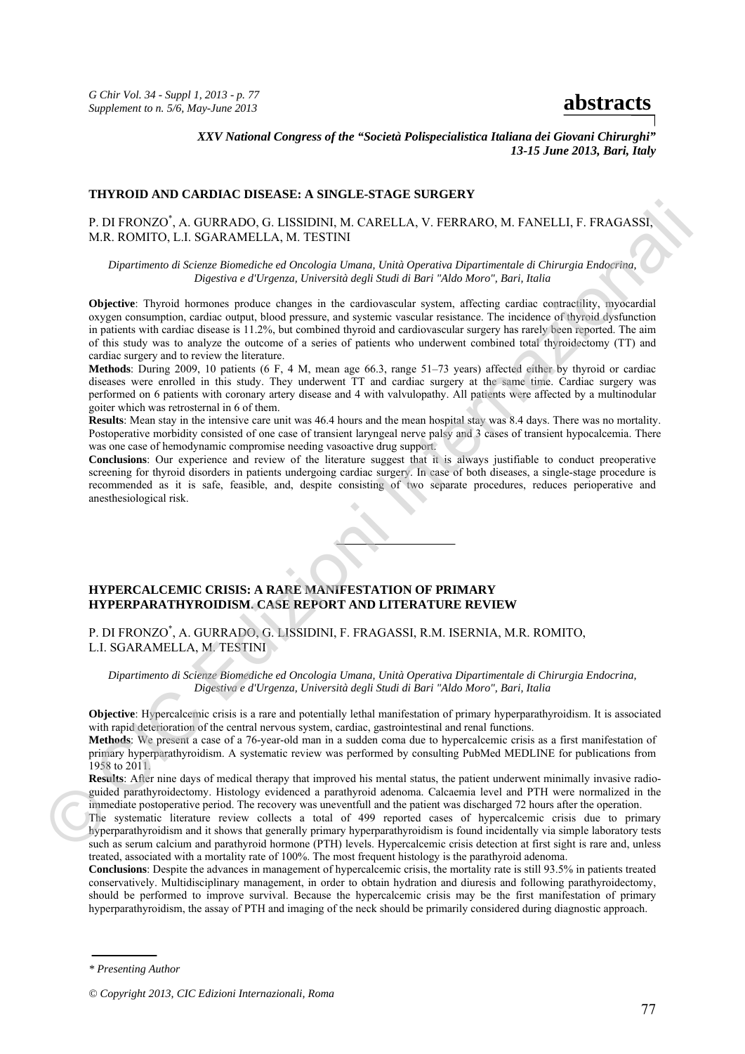*XXV National Congress of the "Società Polispecialistica Italiana dei Giovani Chirurghi"*
*13-15 June 2013, Bari, Italy*

## THYROID AND CARDIAC DISEASE: A SINGLE-STAGE SURGERY

P. DI FRONZO*, A. GURRADO, G. LISSIDINI, M. CARELLA, V. FERRARO, M. FANELLI, F. FRAGASSI, M.R. ROMITO, L.I. SGARAMELLA, M. TESTINI

*Dipartimento di Scienze Biomediche ed Oncologia Umana, Unità Operativa Dipartimentale di Chirurgia Endocrina, Digestiva e d'Urgenza, Università degli Studi di Bari "Aldo Moro", Bari, Italia*

**Objective**: Thyroid hormones produce changes in the cardiovascular system, affecting cardiac contractility, myocardial oxygen consumption, cardiac output, blood pressure, and systemic vascular resistance. The incidence of thyroid dysfunction in patients with cardiac disease is 11.2%, but combined thyroid and cardiovascular surgery has rarely been reported. The aim of this study was to analyze the outcome of a series of patients who underwent combined total thyroidectomy (TT) and cardiac surgery and to review the literature.

**Methods**: During 2009, 10 patients (6 F, 4 M, mean age 66.3, range 51–73 years) affected either by thyroid or cardiac diseases were enrolled in this study. They underwent TT and cardiac surgery at the same time. Cardiac surgery was performed on 6 patients with coronary artery disease and 4 with valvulopathy. All patients were affected by a multinodular goiter which was retrosternal in 6 of them.

**Results**: Mean stay in the intensive care unit was 46.4 hours and the mean hospital stay was 8.4 days. There was no mortality. Postoperative morbidity consisted of one case of transient laryngeal nerve palsy and 3 cases of transient hypocalcemia. There was one case of hemodynamic compromise needing vasoactive drug support.

**Conclusions**: Our experience and review of the literature suggest that it is always justifiable to conduct preoperative screening for thyroid disorders in patients undergoing cardiac surgery. In case of both diseases, a single-stage procedure is recommended as it is safe, feasible, and, despite consisting of two separate procedures, reduces perioperative and anesthesiological risk.

---

## HYPERCALCEMIC CRISIS: A RARE MANIFESTATION OF PRIMARY HYPERPARATHYROIDISM. CASE REPORT AND LITERATURE REVIEW

P. DI FRONZO*, A. GURRADO, G. LISSIDINI, F. FRAGASSI, R.M. ISERNIA, M.R. ROMITO, L.I. SGARAMELLA, M. TESTINI

*Dipartimento di Scienze Biomediche ed Oncologia Umana, Unità Operativa Dipartimentale di Chirurgia Endocrina, Digestiva e d'Urgenza, Università degli Studi di Bari "Aldo Moro", Bari, Italia*

**Objective**: Hypercalcemic crisis is a rare and potentially lethal manifestation of primary hyperparathyroidism. It is associated with rapid deterioration of the central nervous system, cardiac, gastrointestinal and renal functions.

**Methods**: We present a case of a 76-year-old man in a sudden coma due to hypercalcemic crisis as a first manifestation of primary hyperparathyroidism. A systematic review was performed by consulting PubMed MEDLINE for publications from 1958 to 2011.

**Results**: After nine days of medical therapy that improved his mental status, the patient underwent minimally invasive radio-guided parathyroidectomy. Histology evidenced a parathyroid adenoma. Calcaemia level and PTH were normalized in the immediate postoperative period. The recovery was uneventfull and the patient was discharged 72 hours after the operation.

The systematic literature review collects a total of 499 reported cases of hypercalcemic crisis due to primary hyperparathyroidism and it shows that generally primary hyperparathyroidism is found incidentally via simple laboratory tests such as serum calcium and parathyroid hormone (PTH) levels. Hypercalcemic crisis detection at first sight is rare and, unless treated, associated with a mortality rate of 100%. The most frequent histology is the parathyroid adenoma.

**Conclusions**: Despite the advances in management of hypercalcemic crisis, the mortality rate is still 93.5% in patients treated conservatively. Multidisciplinary management, in order to obtain hydration and diuresis and following parathyroidectomy, should be performed to improve survival. Because the hypercalcemic crisis may be the first manifestation of primary hyperparathyroidism, the assay of PTH and imaging of the neck should be primarily considered during diagnostic approach.

---

*\* Presenting Author*

*© Copyright 2013, CIC Edizioni Internazionali, Roma*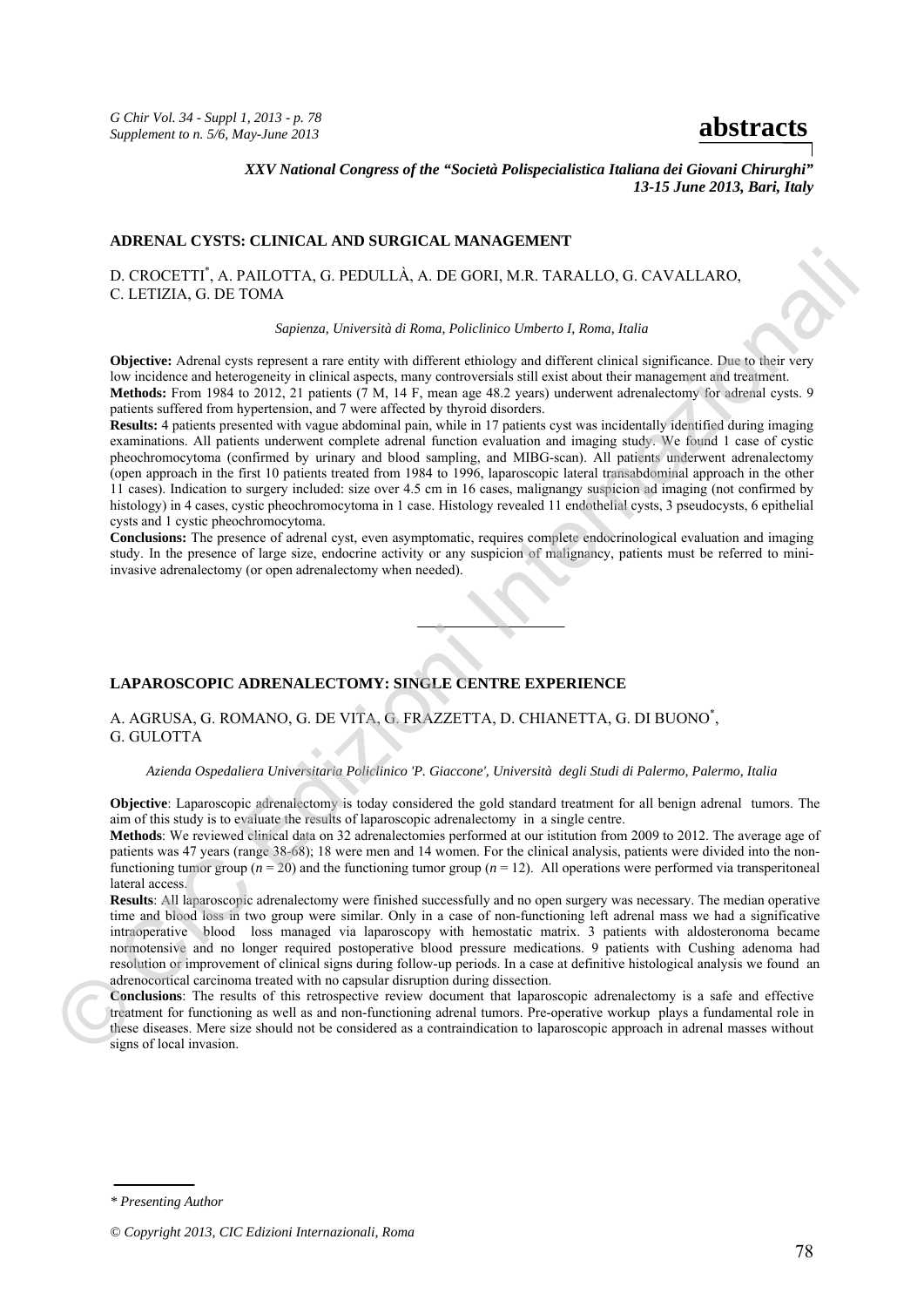## ADRENAL CYSTS: CLINICAL AND SURGICAL MANAGEMENT

D. CROCETTI*, A. PAILOTTA, G. PEDULLÀ, A. DE GORI, M.R. TARALLO, G. CAVALLARO, C. LETIZIA, G. DE TOMA

*Sapienza, Università di Roma, Policlinico Umberto I, Roma, Italia*

**Objective:** Adrenal cysts represent a rare entity with different ethiology and different clinical significance. Due to their very low incidence and heterogeneity in clinical aspects, many controversials still exist about their management and treatment.

**Methods:** From 1984 to 2012, 21 patients (7 M, 14 F, mean age 48.2 years) underwent adrenalectomy for adrenal cysts. 9 patients suffered from hypertension, and 7 were affected by thyroid disorders.

**Results:** 4 patients presented with vague abdominal pain, while in 17 patients cyst was incidentally identified during imaging examinations. All patients underwent complete adrenal function evaluation and imaging study. We found 1 case of cystic pheochromocytoma (confirmed by urinary and blood sampling, and MIBG-scan). All patients underwent adrenalectomy (open approach in the first 10 patients treated from 1984 to 1996, laparoscopic lateral transabdominal approach in the other 11 cases). Indication to surgery included: size over 4.5 cm in 16 cases, malignangy suspicion ad imaging (not confirmed by histology) in 4 cases, cystic pheochromocytoma in 1 case. Histology revealed 11 endothelial cysts, 3 pseudocysts, 6 epithelial cysts and 1 cystic pheochromocytoma.

**Conclusions:** The presence of adrenal cyst, even asymptomatic, requires complete endocrinological evaluation and imaging study. In the presence of large size, endocrine activity or any suspicion of malignancy, patients must be referred to mini-invasive adrenalectomy (or open adrenalectomy when needed).

---

## LAPAROSCOPIC ADRENALECTOMY: SINGLE CENTRE EXPERIENCE

A. AGRUSA, G. ROMANO, G. DE VITA, G. FRAZZETTA, D. CHIANETTA, G. DI BUONO*, G. GULOTTA

*Azienda Ospedaliera Universitaria Policlinico 'P. Giaccone', Università degli Studi di Palermo, Palermo, Italia*

**Objective**: Laparoscopic adrenalectomy is today considered the gold standard treatment for all benign adrenal tumors. The aim of this study is to evaluate the results of laparoscopic adrenalectomy in a single centre.

**Methods**: We reviewed clinical data on 32 adrenalectomies performed at our istitution from 2009 to 2012. The average age of patients was 47 years (range 38-68); 18 were men and 14 women. For the clinical analysis, patients were divided into the non-functioning tumor group ($n = 20$) and the functioning tumor group ($n = 12$). All operations were performed via transperitoneal lateral access.

**Results**: All laparoscopic adrenalectomy were finished successfully and no open surgery was necessary. The median operative time and blood loss in two group were similar. Only in a case of non-functioning left adrenal mass we had a significative intraoperative blood loss managed via laparoscopy with hemostatic matrix. 3 patients with aldosteronoma became normotensive and no longer required postoperative blood pressure medications. 9 patients with Cushing adenoma had resolution or improvement of clinical signs during follow-up periods. In a case at definitive histological analysis we found an adrenocortical carcinoma treated with no capsular disruption during dissection.

**Conclusions**: The results of this retrospective review document that laparoscopic adrenalectomy is a safe and effective treatment for functioning as well as and non-functioning adrenal tumors. Pre-operative workup plays a fundamental role in these diseases. Mere size should not be considered as a contraindication to laparoscopic approach in adrenal masses without signs of local invasion.

---

*\* Presenting Author*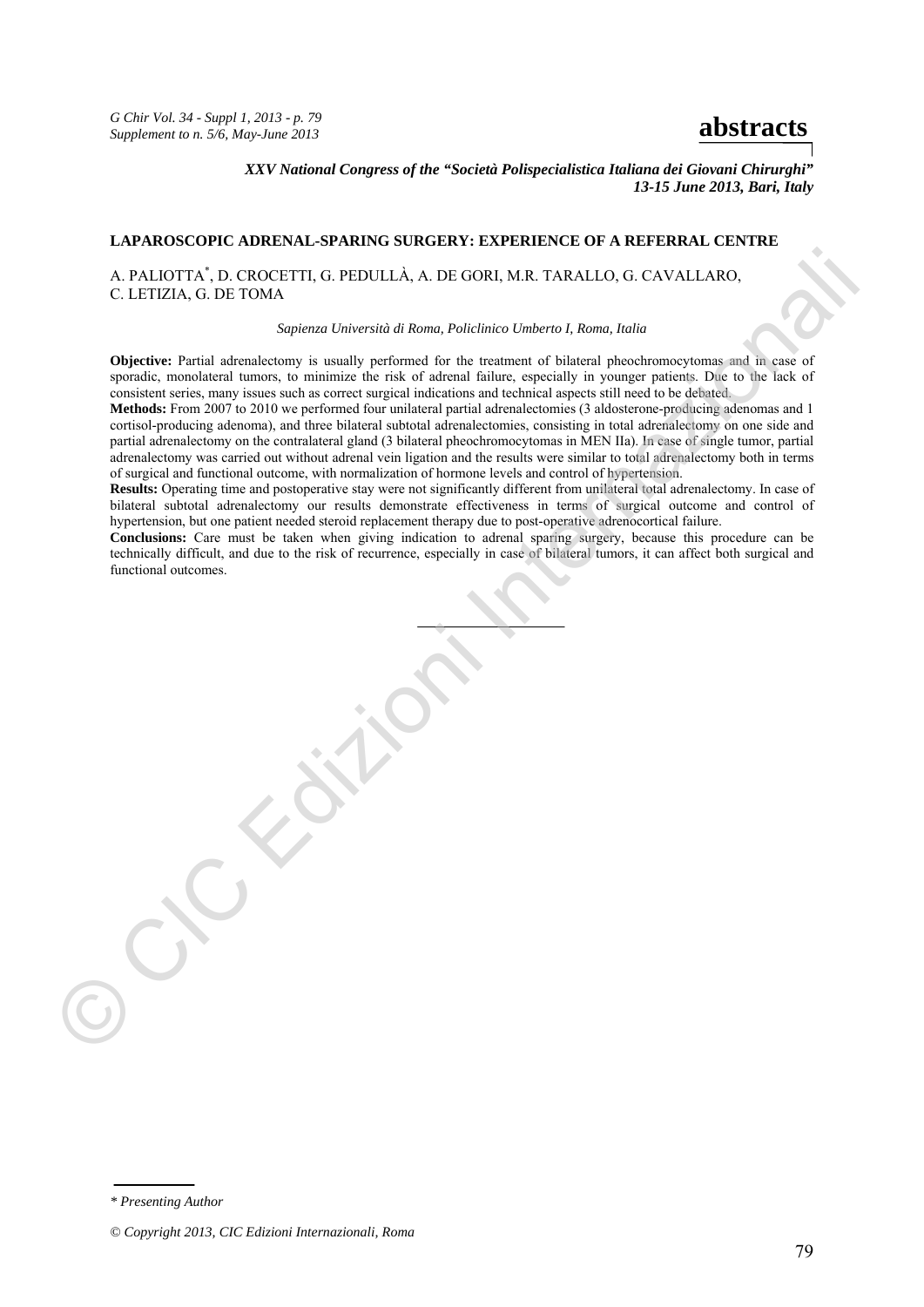*XXV National Congress of the "Società Polispecialistica Italiana dei Giovani Chirurghi"*
*13-15 June 2013, Bari, Italy*

## LAPAROSCOPIC ADRENAL-SPARING SURGERY: EXPERIENCE OF A REFERRAL CENTRE

A. PALIOTTA*, D. CROCETTI, G. PEDULLÀ, A. DE GORI, M.R. TARALLO, G. CAVALLARO, C. LETIZIA, G. DE TOMA

*Sapienza Università di Roma, Policlinico Umberto I, Roma, Italia*

**Objective:** Partial adrenalectomy is usually performed for the treatment of bilateral pheochromocytomas and in case of sporadic, monolateral tumors, to minimize the risk of adrenal failure, especially in younger patients. Due to the lack of consistent series, many issues such as correct surgical indications and technical aspects still need to be debated.

**Methods:** From 2007 to 2010 we performed four unilateral partial adrenalectomies (3 aldosterone-producing adenomas and 1 cortisol-producing adenoma), and three bilateral subtotal adrenalectomies, consisting in total adrenalectomy on one side and partial adrenalectomy on the contralateral gland (3 bilateral pheochromocytomas in MEN IIa). In case of single tumor, partial adrenalectomy was carried out without adrenal vein ligation and the results were similar to total adrenalectomy both in terms of surgical and functional outcome, with normalization of hormone levels and control of hypertension.

**Results:** Operating time and postoperative stay were not significantly different from unilateral total adrenalectomy. In case of bilateral subtotal adrenalectomy our results demonstrate effectiveness in terms of surgical outcome and control of hypertension, but one patient needed steroid replacement therapy due to post-operative adrenocortical failure.

**Conclusions:** Care must be taken when giving indication to adrenal sparing surgery, because this procedure can be technically difficult, and due to the risk of recurrence, especially in case of bilateral tumors, it can affect both surgical and functional outcomes.

---

\* *Presenting Author*

*© Copyright 2013, CIC Edizioni Internazionali, Roma*